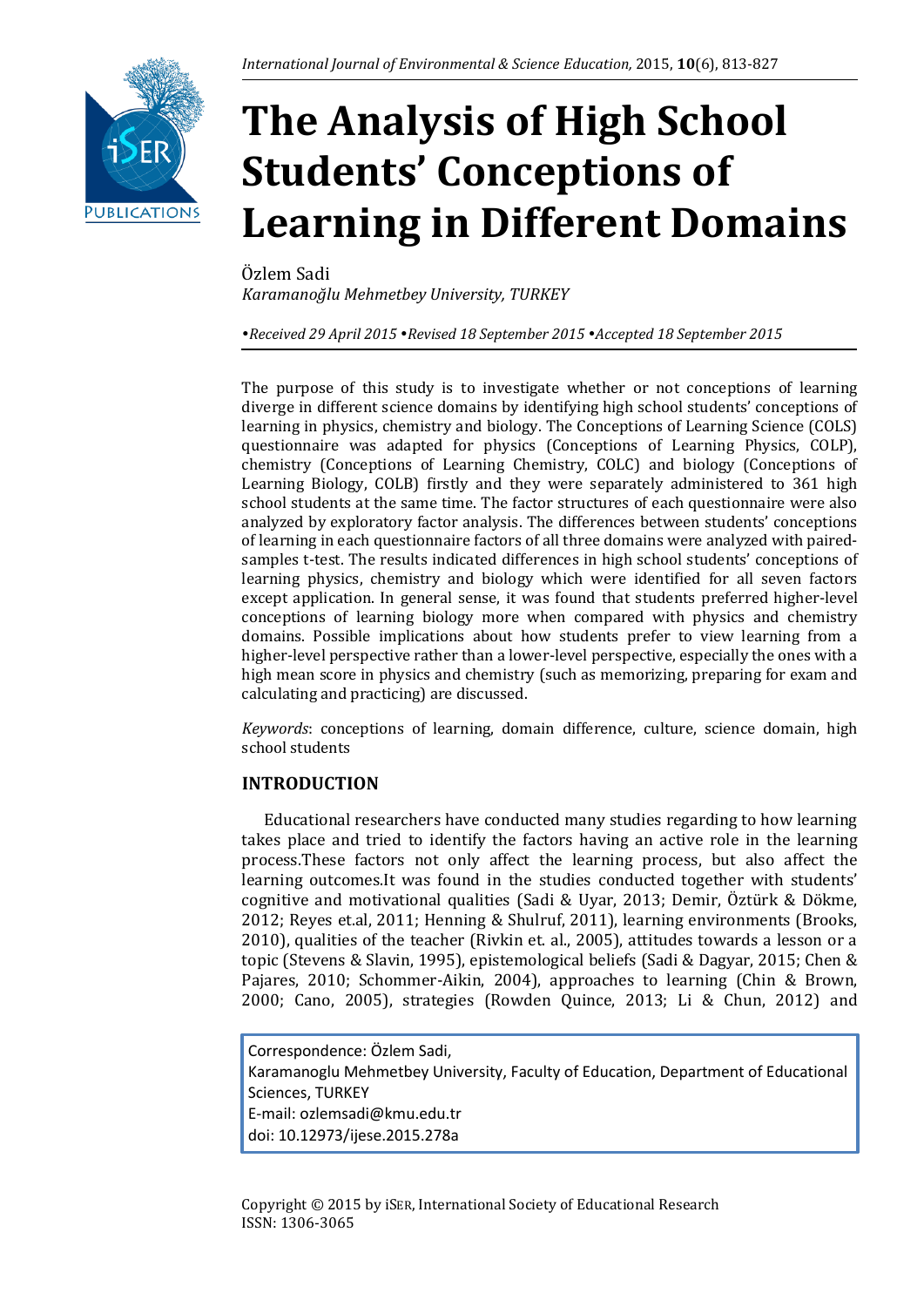# The Analysis of High School Students' Conceptions of Learning in Different Domains

Özlem Sadi
*Karamanoğlu Mehmetbey University, TURKEY*

*•Received 29 April 2015 •Revised 18 September 2015 •Accepted 18 September 2015*

The purpose of this study is to investigate whether or not conceptions of learning diverge in different science domains by identifying high school students' conceptions of learning in physics, chemistry and biology. The Conceptions of Learning Science (COLS) questionnaire was adapted for physics (Conceptions of Learning Physics, COLP), chemistry (Conceptions of Learning Chemistry, COLC) and biology (Conceptions of Learning Biology, COLB) firstly and they were separately administered to 361 high school students at the same time. The factor structures of each questionnaire were also analyzed by exploratory factor analysis. The differences between students' conceptions of learning in each questionnaire factors of all three domains were analyzed with paired-samples t-test. The results indicated differences in high school students' conceptions of learning physics, chemistry and biology which were identified for all seven factors except application. In general sense, it was found that students preferred higher-level conceptions of learning biology more when compared with physics and chemistry domains. Possible implications about how students prefer to view learning from a higher-level perspective rather than a lower-level perspective, especially the ones with a high mean score in physics and chemistry (such as memorizing, preparing for exam and calculating and practicing) are discussed.

*Keywords*: conceptions of learning, domain difference, culture, science domain, high school students

## INTRODUCTION

Educational researchers have conducted many studies regarding to how learning takes place and tried to identify the factors having an active role in the learning process.These factors not only affect the learning process, but also affect the learning outcomes.It was found in the studies conducted together with students' cognitive and motivational qualities (Sadi & Uyar, 2013; Demir, Öztürk & Dökme, 2012; Reyes et.al, 2011; Henning & Shulruf, 2011), learning environments (Brooks, 2010), qualities of the teacher (Rivkin et. al., 2005), attitudes towards a lesson or a topic (Stevens & Slavin, 1995), epistemological beliefs (Sadi & Dagyar, 2015; Chen & Pajares, 2010; Schommer-Aikin, 2004), approaches to learning (Chin & Brown, 2000; Cano, 2005), strategies (Rowden Quince, 2013; Li & Chun, 2012) and

Correspondence: Özlem Sadi,
Karamanoglu Mehmetbey University, Faculty of Education, Department of Educational Sciences, TURKEY
E-mail: ozlemsadi@kmu.edu.tr
doi: 10.12973/ijese.2015.278a

Copyright © 2015 by iSER, International Society of Educational Research
ISSN: 1306-3065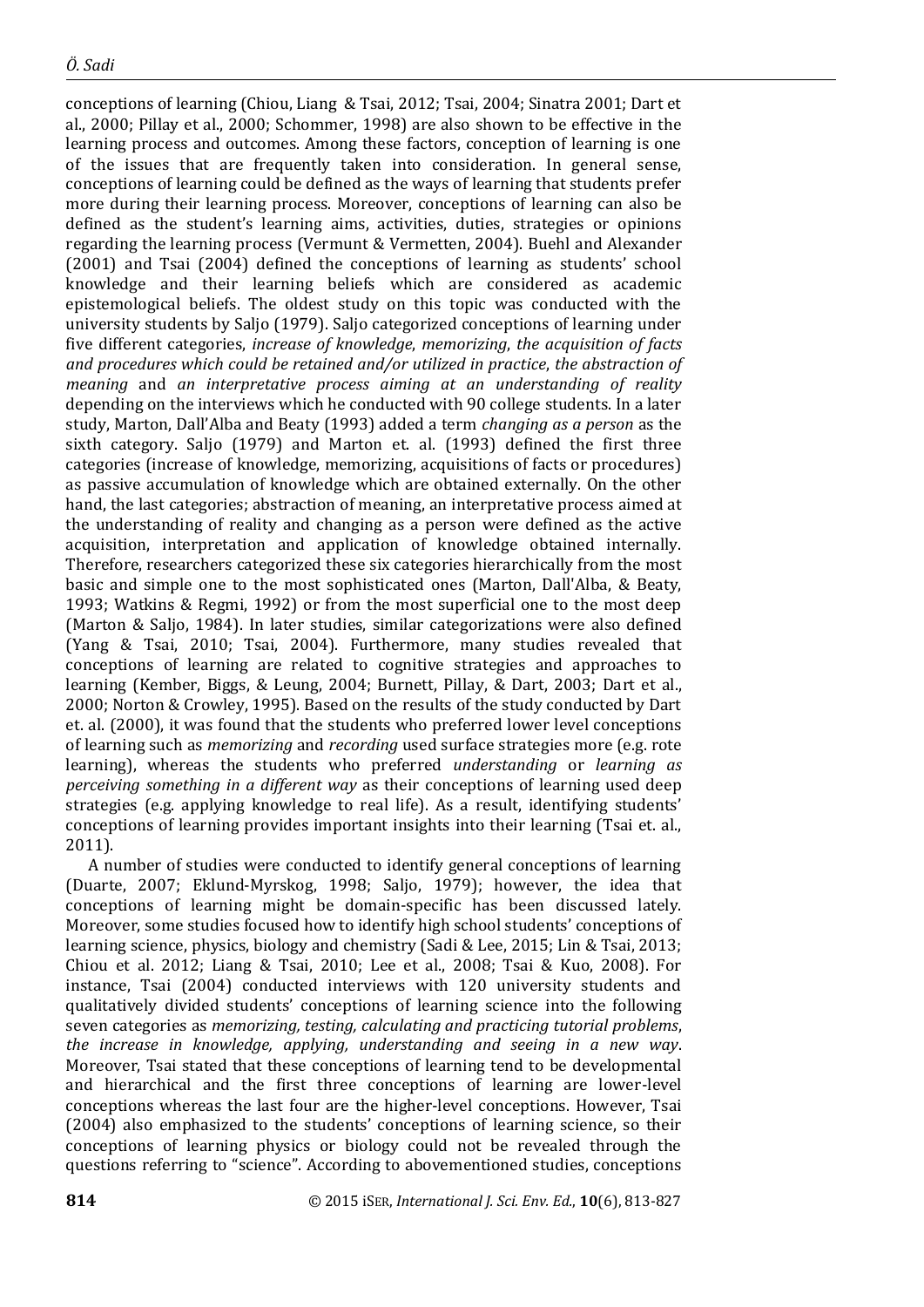conceptions of learning (Chiou, Liang & Tsai, 2012; Tsai, 2004; Sinatra 2001; Dart et al., 2000; Pillay et al., 2000; Schommer, 1998) are also shown to be effective in the learning process and outcomes. Among these factors, conception of learning is one of the issues that are frequently taken into consideration. In general sense, conceptions of learning could be defined as the ways of learning that students prefer more during their learning process. Moreover, conceptions of learning can also be defined as the student's learning aims, activities, duties, strategies or opinions regarding the learning process (Vermunt & Vermetten, 2004). Buehl and Alexander (2001) and Tsai (2004) defined the conceptions of learning as students' school knowledge and their learning beliefs which are considered as academic epistemological beliefs. The oldest study on this topic was conducted with the university students by Saljo (1979). Saljo categorized conceptions of learning under five different categories, *increase of knowledge*, *memorizing*, *the acquisition of facts and procedures which could be retained and/or utilized in practice*, *the abstraction of meaning* and *an interpretative process aiming at an understanding of reality* depending on the interviews which he conducted with 90 college students. In a later study, Marton, Dall'Alba and Beaty (1993) added a term *changing as a person* as the sixth category. Saljo (1979) and Marton et. al. (1993) defined the first three categories (increase of knowledge, memorizing, acquisitions of facts or procedures) as passive accumulation of knowledge which are obtained externally. On the other hand, the last categories; abstraction of meaning, an interpretative process aimed at the understanding of reality and changing as a person were defined as the active acquisition, interpretation and application of knowledge obtained internally. Therefore, researchers categorized these six categories hierarchically from the most basic and simple one to the most sophisticated ones (Marton, Dall'Alba, & Beaty, 1993; Watkins & Regmi, 1992) or from the most superficial one to the most deep (Marton & Saljo, 1984). In later studies, similar categorizations were also defined (Yang & Tsai, 2010; Tsai, 2004). Furthermore, many studies revealed that conceptions of learning are related to cognitive strategies and approaches to learning (Kember, Biggs, & Leung, 2004; Burnett, Pillay, & Dart, 2003; Dart et al., 2000; Norton & Crowley, 1995). Based on the results of the study conducted by Dart et. al. (2000), it was found that the students who preferred lower level conceptions of learning such as *memorizing* and *recording* used surface strategies more (e.g. rote learning), whereas the students who preferred *understanding* or *learning as perceiving something in a different way* as their conceptions of learning used deep strategies (e.g. applying knowledge to real life). As a result, identifying students' conceptions of learning provides important insights into their learning (Tsai et. al., 2011).

A number of studies were conducted to identify general conceptions of learning (Duarte, 2007; Eklund-Myrskog, 1998; Saljo, 1979); however, the idea that conceptions of learning might be domain-specific has been discussed lately. Moreover, some studies focused how to identify high school students' conceptions of learning science, physics, biology and chemistry (Sadi & Lee, 2015; Lin & Tsai, 2013; Chiou et al. 2012; Liang & Tsai, 2010; Lee et al., 2008; Tsai & Kuo, 2008). For instance, Tsai (2004) conducted interviews with 120 university students and qualitatively divided students' conceptions of learning science into the following seven categories as *memorizing, testing, calculating and practicing tutorial problems*, *the increase in knowledge, applying, understanding and seeing in a new way*. Moreover, Tsai stated that these conceptions of learning tend to be developmental and hierarchical and the first three conceptions of learning are lower-level conceptions whereas the last four are the higher-level conceptions. However, Tsai (2004) also emphasized to the students' conceptions of learning science, so their conceptions of learning physics or biology could not be revealed through the questions referring to "science". According to abovementioned studies, conceptions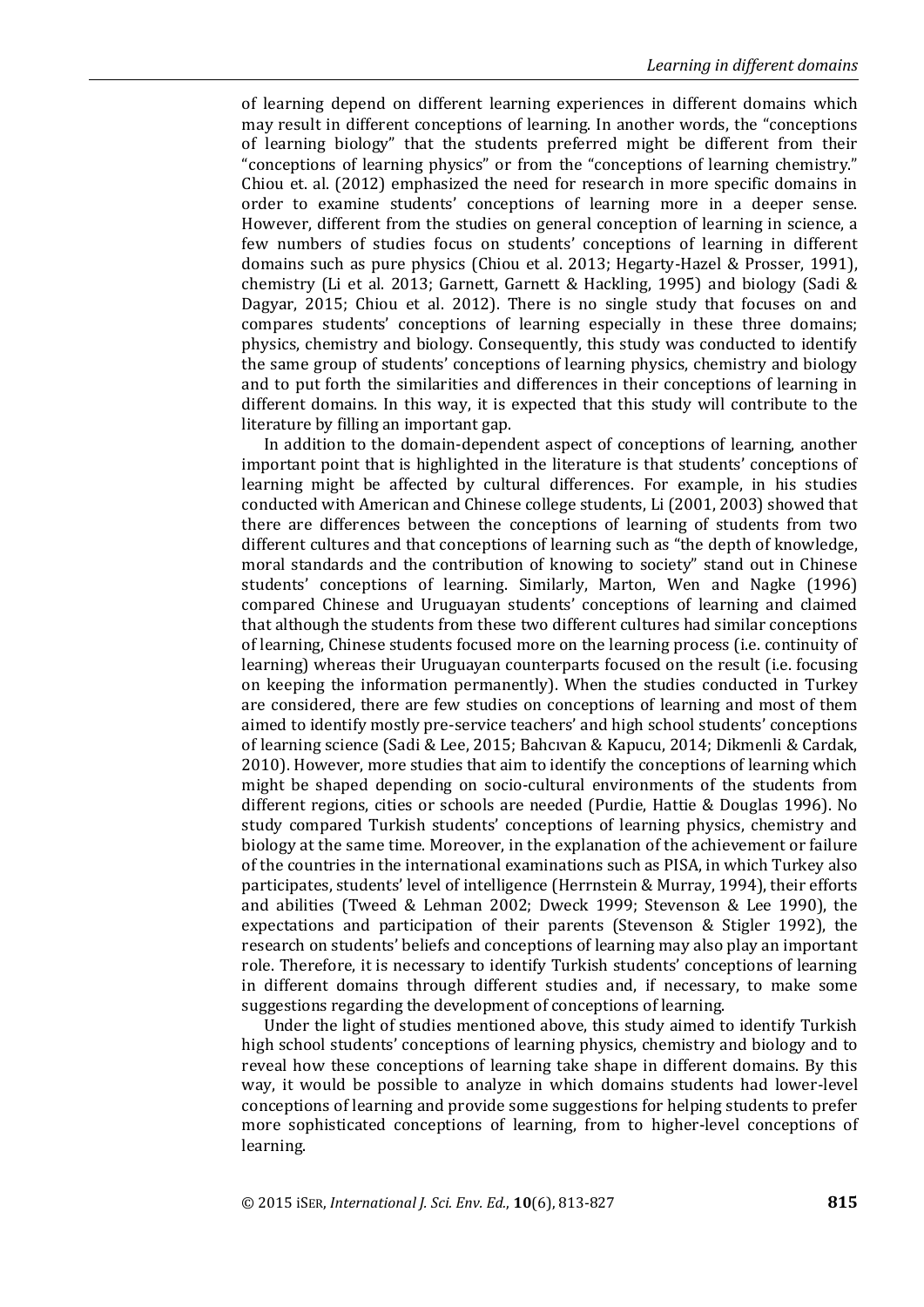of learning depend on different learning experiences in different domains which may result in different conceptions of learning. In another words, the "conceptions of learning biology" that the students preferred might be different from their "conceptions of learning physics" or from the "conceptions of learning chemistry." Chiou et. al. (2012) emphasized the need for research in more specific domains in order to examine students' conceptions of learning more in a deeper sense. However, different from the studies on general conception of learning in science, a few numbers of studies focus on students' conceptions of learning in different domains such as pure physics (Chiou et al. 2013; Hegarty-Hazel & Prosser, 1991), chemistry (Li et al. 2013; Garnett, Garnett & Hackling, 1995) and biology (Sadi & Dagyar, 2015; Chiou et al. 2012). There is no single study that focuses on and compares students' conceptions of learning especially in these three domains; physics, chemistry and biology. Consequently, this study was conducted to identify the same group of students' conceptions of learning physics, chemistry and biology and to put forth the similarities and differences in their conceptions of learning in different domains. In this way, it is expected that this study will contribute to the literature by filling an important gap.

In addition to the domain-dependent aspect of conceptions of learning, another important point that is highlighted in the literature is that students' conceptions of learning might be affected by cultural differences. For example, in his studies conducted with American and Chinese college students, Li (2001, 2003) showed that there are differences between the conceptions of learning of students from two different cultures and that conceptions of learning such as "the depth of knowledge, moral standards and the contribution of knowing to society" stand out in Chinese students' conceptions of learning. Similarly, Marton, Wen and Nagke (1996) compared Chinese and Uruguayan students' conceptions of learning and claimed that although the students from these two different cultures had similar conceptions of learning, Chinese students focused more on the learning process (i.e. continuity of learning) whereas their Uruguayan counterparts focused on the result (i.e. focusing on keeping the information permanently). When the studies conducted in Turkey are considered, there are few studies on conceptions of learning and most of them aimed to identify mostly pre-service teachers' and high school students' conceptions of learning science (Sadi & Lee, 2015; Bahcıvan & Kapucu, 2014; Dikmenli & Cardak, 2010). However, more studies that aim to identify the conceptions of learning which might be shaped depending on socio-cultural environments of the students from different regions, cities or schools are needed (Purdie, Hattie & Douglas 1996). No study compared Turkish students' conceptions of learning physics, chemistry and biology at the same time. Moreover, in the explanation of the achievement or failure of the countries in the international examinations such as PISA, in which Turkey also participates, students' level of intelligence (Herrnstein & Murray, 1994), their efforts and abilities (Tweed & Lehman 2002; Dweck 1999; Stevenson & Lee 1990), the expectations and participation of their parents (Stevenson & Stigler 1992), the research on students' beliefs and conceptions of learning may also play an important role. Therefore, it is necessary to identify Turkish students' conceptions of learning in different domains through different studies and, if necessary, to make some suggestions regarding the development of conceptions of learning.

Under the light of studies mentioned above, this study aimed to identify Turkish high school students' conceptions of learning physics, chemistry and biology and to reveal how these conceptions of learning take shape in different domains. By this way, it would be possible to analyze in which domains students had lower-level conceptions of learning and provide some suggestions for helping students to prefer more sophisticated conceptions of learning, from to higher-level conceptions of learning.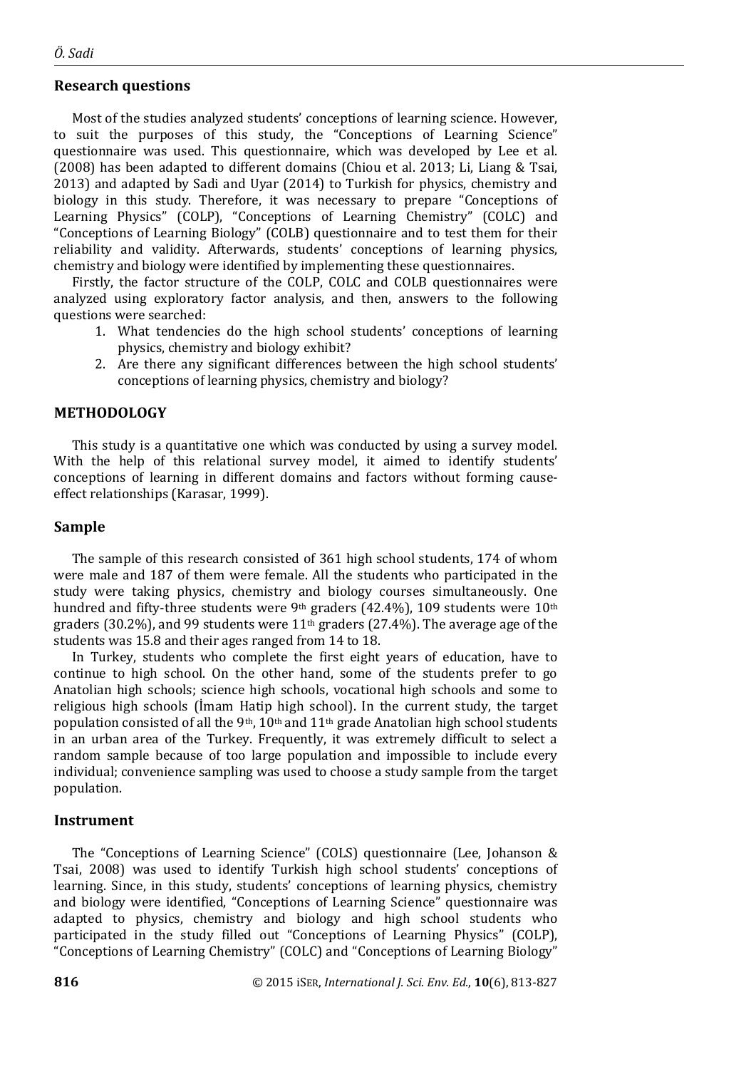## Research questions

Most of the studies analyzed students' conceptions of learning science. However, to suit the purposes of this study, the "Conceptions of Learning Science" questionnaire was used. This questionnaire, which was developed by Lee et al. (2008) has been adapted to different domains (Chiou et al. 2013; Li, Liang & Tsai, 2013) and adapted by Sadi and Uyar (2014) to Turkish for physics, chemistry and biology in this study. Therefore, it was necessary to prepare "Conceptions of Learning Physics" (COLP), "Conceptions of Learning Chemistry" (COLC) and "Conceptions of Learning Biology" (COLB) questionnaire and to test them for their reliability and validity. Afterwards, students' conceptions of learning physics, chemistry and biology were identified by implementing these questionnaires.

Firstly, the factor structure of the COLP, COLC and COLB questionnaires were analyzed using exploratory factor analysis, and then, answers to the following questions were searched:

1. What tendencies do the high school students' conceptions of learning physics, chemistry and biology exhibit?
2. Are there any significant differences between the high school students' conceptions of learning physics, chemistry and biology?

## METHODOLOGY

This study is a quantitative one which was conducted by using a survey model. With the help of this relational survey model, it aimed to identify students' conceptions of learning in different domains and factors without forming cause-effect relationships (Karasar, 1999).

## Sample

The sample of this research consisted of 361 high school students, 174 of whom were male and 187 of them were female. All the students who participated in the study were taking physics, chemistry and biology courses simultaneously. One hundred and fifty-three students were 9th graders (42.4%), 109 students were 10th graders (30.2%), and 99 students were 11th graders (27.4%). The average age of the students was 15.8 and their ages ranged from 14 to 18.

In Turkey, students who complete the first eight years of education, have to continue to high school. On the other hand, some of the students prefer to go Anatolian high schools; science high schools, vocational high schools and some to religious high schools (İmam Hatip high school). In the current study, the target population consisted of all the 9th, 10th and 11th grade Anatolian high school students in an urban area of the Turkey. Frequently, it was extremely difficult to select a random sample because of too large population and impossible to include every individual; convenience sampling was used to choose a study sample from the target population.

## Instrument

The "Conceptions of Learning Science" (COLS) questionnaire (Lee, Johanson & Tsai, 2008) was used to identify Turkish high school students' conceptions of learning. Since, in this study, students' conceptions of learning physics, chemistry and biology were identified, "Conceptions of Learning Science" questionnaire was adapted to physics, chemistry and biology and high school students who participated in the study filled out "Conceptions of Learning Physics" (COLP), "Conceptions of Learning Chemistry" (COLC) and "Conceptions of Learning Biology"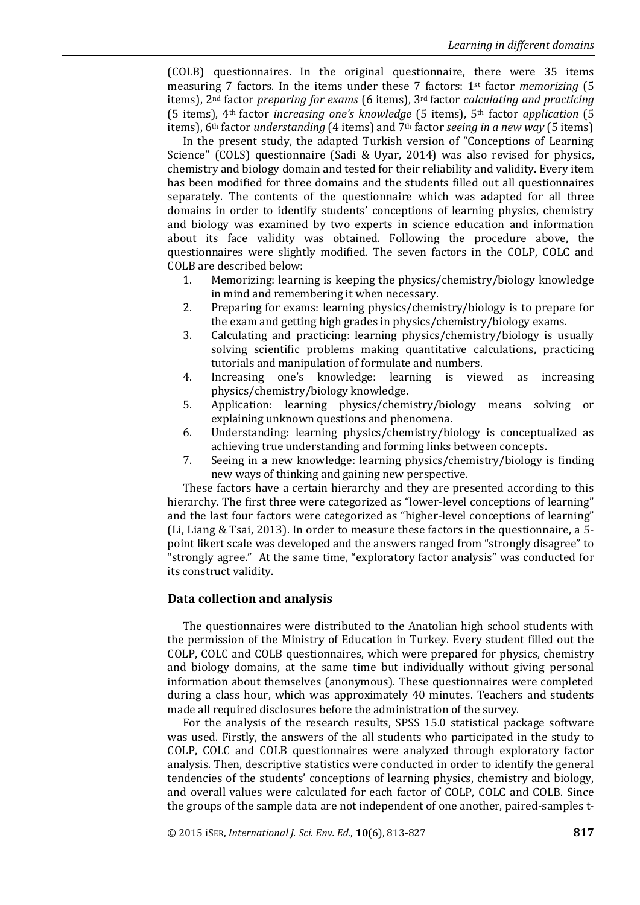(COLB) questionnaires. In the original questionnaire, there were 35 items measuring 7 factors. In the items under these 7 factors: 1st factor *memorizing* (5 items), 2nd factor *preparing for exams* (6 items), 3rd factor *calculating and practicing* (5 items), 4th factor *increasing one's knowledge* (5 items), 5th factor *application* (5 items), 6th factor *understanding* (4 items) and 7th factor *seeing in a new way* (5 items)

In the present study, the adapted Turkish version of "Conceptions of Learning Science" (COLS) questionnaire (Sadi & Uyar, 2014) was also revised for physics, chemistry and biology domain and tested for their reliability and validity. Every item has been modified for three domains and the students filled out all questionnaires separately. The contents of the questionnaire which was adapted for all three domains in order to identify students' conceptions of learning physics, chemistry and biology was examined by two experts in science education and information about its face validity was obtained. Following the procedure above, the questionnaires were slightly modified. The seven factors in the COLP, COLC and COLB are described below:

1. Memorizing: learning is keeping the physics/chemistry/biology knowledge in mind and remembering it when necessary.
2. Preparing for exams: learning physics/chemistry/biology is to prepare for the exam and getting high grades in physics/chemistry/biology exams.
3. Calculating and practicing: learning physics/chemistry/biology is usually solving scientific problems making quantitative calculations, practicing tutorials and manipulation of formulate and numbers.
4. Increasing one's knowledge: learning is viewed as increasing physics/chemistry/biology knowledge.
5. Application: learning physics/chemistry/biology means solving or explaining unknown questions and phenomena.
6. Understanding: learning physics/chemistry/biology is conceptualized as achieving true understanding and forming links between concepts.
7. Seeing in a new knowledge: learning physics/chemistry/biology is finding new ways of thinking and gaining new perspective.

These factors have a certain hierarchy and they are presented according to this hierarchy. The first three were categorized as "lower-level conceptions of learning" and the last four factors were categorized as "higher-level conceptions of learning" (Li, Liang & Tsai, 2013). In order to measure these factors in the questionnaire, a 5-point likert scale was developed and the answers ranged from "strongly disagree" to "strongly agree." At the same time, "exploratory factor analysis" was conducted for its construct validity.

## Data collection and analysis

The questionnaires were distributed to the Anatolian high school students with the permission of the Ministry of Education in Turkey. Every student filled out the COLP, COLC and COLB questionnaires, which were prepared for physics, chemistry and biology domains, at the same time but individually without giving personal information about themselves (anonymous). These questionnaires were completed during a class hour, which was approximately 40 minutes. Teachers and students made all required disclosures before the administration of the survey.

For the analysis of the research results, SPSS 15.0 statistical package software was used. Firstly, the answers of the all students who participated in the study to COLP, COLC and COLB questionnaires were analyzed through exploratory factor analysis. Then, descriptive statistics were conducted in order to identify the general tendencies of the students' conceptions of learning physics, chemistry and biology, and overall values were calculated for each factor of COLP, COLC and COLB. Since the groups of the sample data are not independent of one another, paired-samples t-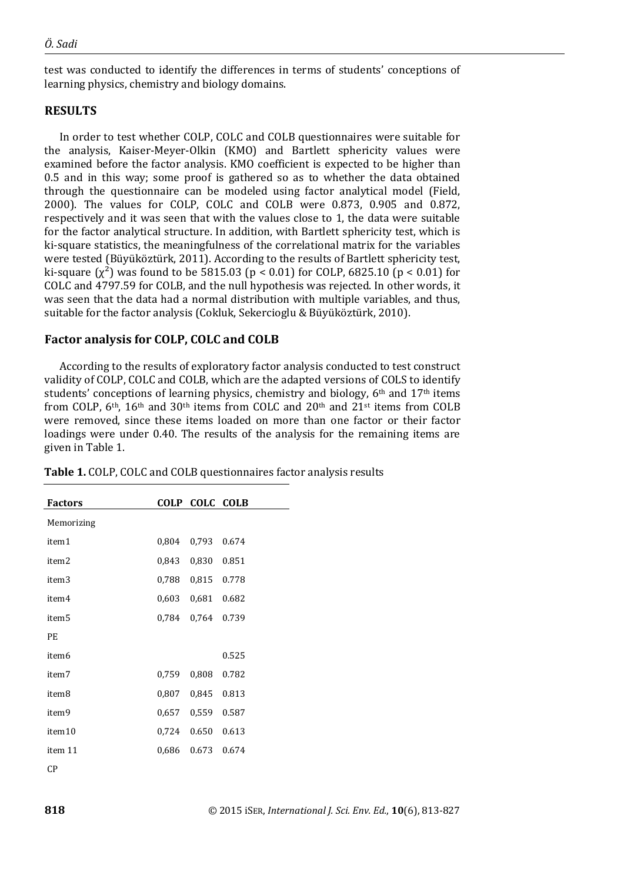test was conducted to identify the differences in terms of students' conceptions of learning physics, chemistry and biology domains.

## RESULTS

In order to test whether COLP, COLC and COLB questionnaires were suitable for the analysis, Kaiser-Meyer-Olkin (KMO) and Bartlett sphericity values were examined before the factor analysis. KMO coefficient is expected to be higher than 0.5 and in this way; some proof is gathered so as to whether the data obtained through the questionnaire can be modeled using factor analytical model (Field, 2000). The values for COLP, COLC and COLB were 0.873, 0.905 and 0.872, respectively and it was seen that with the values close to 1, the data were suitable for the factor analytical structure. In addition, with Bartlett sphericity test, which is ki-square statistics, the meaningfulness of the correlational matrix for the variables were tested (Büyüköztürk, 2011). According to the results of Bartlett sphericity test, ki-square ($\chi^2$) was found to be 5815.03 ($p < 0.01$) for COLP, 6825.10 ($p < 0.01$) for COLC and 4797.59 for COLB, and the null hypothesis was rejected. In other words, it was seen that the data had a normal distribution with multiple variables, and thus, suitable for the factor analysis (Cokluk, Sekercioglu & Büyüköztürk, 2010).

### Factor analysis for COLP, COLC and COLB

According to the results of exploratory factor analysis conducted to test construct validity of COLP, COLC and COLB, which are the adapted versions of COLS to identify students' conceptions of learning physics, chemistry and biology, 6th and 17th items from COLP, 6th, 16th and 30th items from COLC and 20th and 21st items from COLB were removed, since these items loaded on more than one factor or their factor loadings were under 0.40. The results of the analysis for the remaining items are given in Table 1.

**Table 1.** COLP, COLC and COLB questionnaires factor analysis results

| Factors | COLP | COLC | COLB |
|---|---|---|---|
| Memorizing | | | |
| item1 | 0,804 | 0,793 | 0.674 |
| item2 | 0,843 | 0,830 | 0.851 |
| item3 | 0,788 | 0,815 | 0.778 |
| item4 | 0,603 | 0,681 | 0.682 |
| item5 | 0,784 | 0,764 | 0.739 |
| PE | | | |
| item6 | | | 0.525 |
| item7 | 0,759 | 0,808 | 0.782 |
| item8 | 0,807 | 0,845 | 0.813 |
| item9 | 0,657 | 0,559 | 0.587 |
| item10 | 0,724 | 0.650 | 0.613 |
| item 11 | 0,686 | 0.673 | 0.674 |
| CP | | | |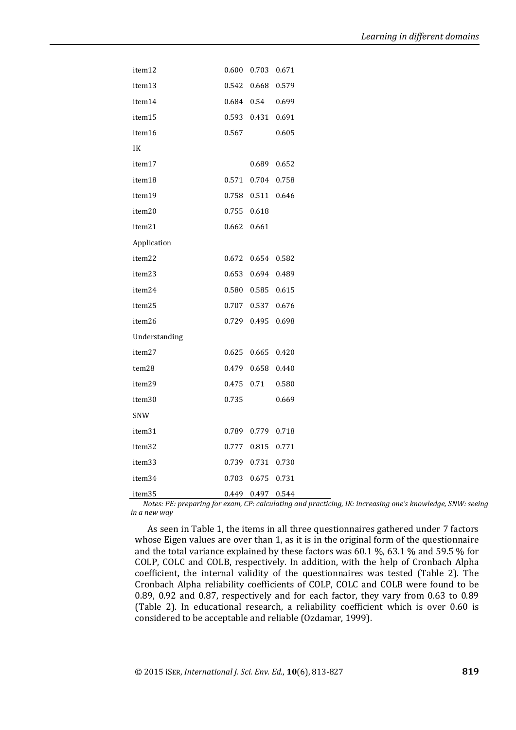| | | | |
|---|---|---|---|
| item12 | 0.600 | 0.703 | 0.671 |
| item13 | 0.542 | 0.668 | 0.579 |
| item14 | 0.684 | 0.54 | 0.699 |
| item15 | 0.593 | 0.431 | 0.691 |
| item16 | 0.567 | | 0.605 |
| IK | | | |
| item17 | | 0.689 | 0.652 |
| item18 | 0.571 | 0.704 | 0.758 |
| item19 | 0.758 | 0.511 | 0.646 |
| item20 | 0.755 | 0.618 | |
| item21 | 0.662 | 0.661 | |
| Application | | | |
| item22 | 0.672 | 0.654 | 0.582 |
| item23 | 0.653 | 0.694 | 0.489 |
| item24 | 0.580 | 0.585 | 0.615 |
| item25 | 0.707 | 0.537 | 0.676 |
| item26 | 0.729 | 0.495 | 0.698 |
| Understanding | | | |
| item27 | 0.625 | 0.665 | 0.420 |
| tem28 | 0.479 | 0.658 | 0.440 |
| item29 | 0.475 | 0.71 | 0.580 |
| item30 | 0.735 | | 0.669 |
| SNW | | | |
| item31 | 0.789 | 0.779 | 0.718 |
| item32 | 0.777 | 0.815 | 0.771 |
| item33 | 0.739 | 0.731 | 0.730 |
| item34 | 0.703 | 0.675 | 0.731 |
| item35 | 0.449 | 0.497 | 0.544 |

*Notes: PE: preparing for exam, CP: calculating and practicing, IK: increasing one's knowledge, SNW: seeing in a new way*

As seen in Table 1, the items in all three questionnaires gathered under 7 factors whose Eigen values are over than 1, as it is in the original form of the questionnaire and the total variance explained by these factors was 60.1 %, 63.1 % and 59.5 % for COLP, COLC and COLB, respectively. In addition, with the help of Cronbach Alpha coefficient, the internal validity of the questionnaires was tested (Table 2). The Cronbach Alpha reliability coefficients of COLP, COLC and COLB were found to be 0.89, 0.92 and 0.87, respectively and for each factor, they vary from 0.63 to 0.89 (Table 2). In educational research, a reliability coefficient which is over 0.60 is considered to be acceptable and reliable (Ozdamar, 1999).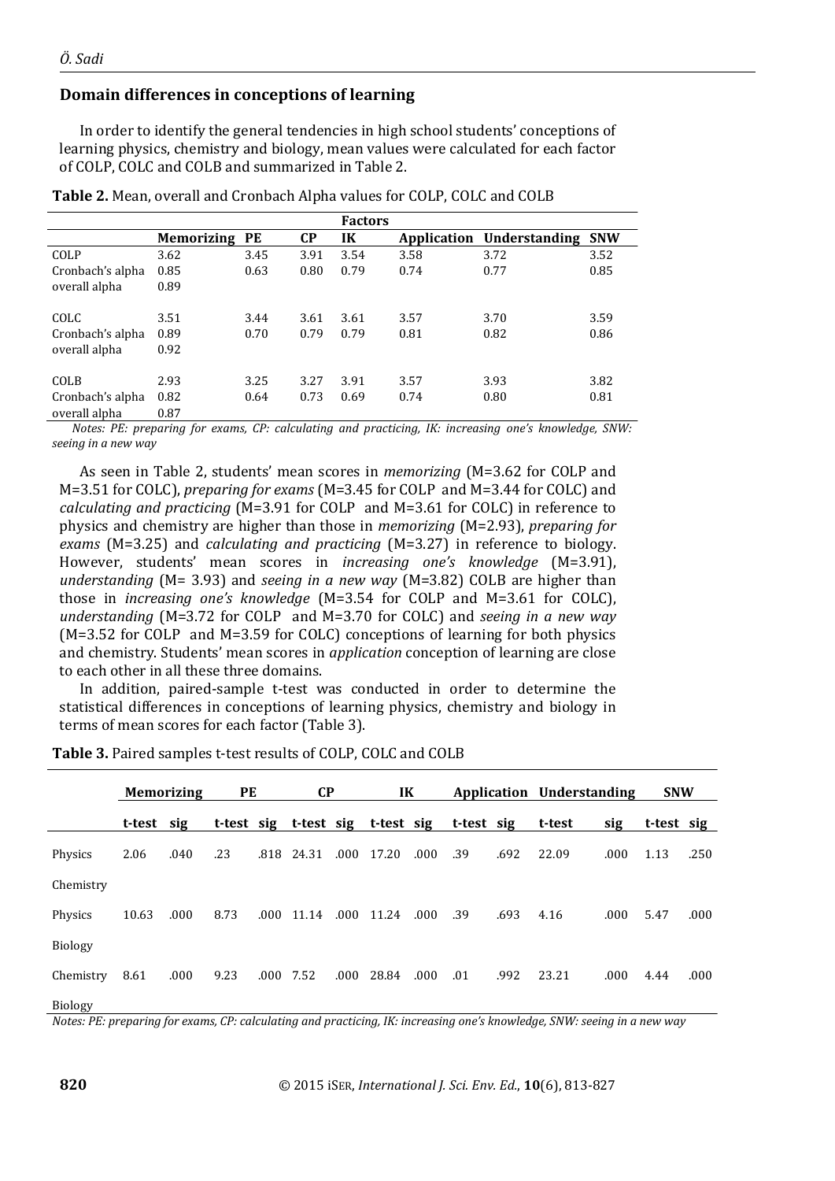## Domain differences in conceptions of learning

In order to identify the general tendencies in high school students' conceptions of learning physics, chemistry and biology, mean values were calculated for each factor of COLP, COLC and COLB and summarized in Table 2.

**Table 2.** Mean, overall and Cronbach Alpha values for COLP, COLC and COLB

| | Factors | | | | | | |
|---|---|---|---|---|---|---|---|
| | **Memorizing** | **PE** | **CP** | **IK** | **Application** | **Understanding** | **SNW** |
| COLP | 3.62 | 3.45 | 3.91 | 3.54 | 3.58 | 3.72 | 3.52 |
| Cronbach's alpha | 0.85 | 0.63 | 0.80 | 0.79 | 0.74 | 0.77 | 0.85 |
| overall alpha | 0.89 | | | | | | |
| COLC | 3.51 | 3.44 | 3.61 | 3.61 | 3.57 | 3.70 | 3.59 |
| Cronbach's alpha | 0.89 | 0.70 | 0.79 | 0.79 | 0.81 | 0.82 | 0.86 |
| overall alpha | 0.92 | | | | | | |
| COLB | 2.93 | 3.25 | 3.27 | 3.91 | 3.57 | 3.93 | 3.82 |
| Cronbach's alpha | 0.82 | 0.64 | 0.73 | 0.69 | 0.74 | 0.80 | 0.81 |
| overall alpha | 0.87 | | | | | | |

*Notes: PE: preparing for exams, CP: calculating and practicing, IK: increasing one's knowledge, SNW: seeing in a new way*

As seen in Table 2, students' mean scores in *memorizing* (M=3.62 for COLP and M=3.51 for COLC), *preparing for exams* (M=3.45 for COLP and M=3.44 for COLC) and *calculating and practicing* (M=3.91 for COLP and M=3.61 for COLC) in reference to physics and chemistry are higher than those in *memorizing* (M=2.93), *preparing for exams* (M=3.25) and *calculating and practicing* (M=3.27) in reference to biology. However, students' mean scores in *increasing one's knowledge* (M=3.91), *understanding* (M= 3.93) and *seeing in a new way* (M=3.82) COLB are higher than those in *increasing one's knowledge* (M=3.54 for COLP and M=3.61 for COLC), *understanding* (M=3.72 for COLP and M=3.70 for COLC) and *seeing in a new way* (M=3.52 for COLP and M=3.59 for COLC) conceptions of learning for both physics and chemistry. Students' mean scores in *application* conception of learning are close to each other in all these three domains.

In addition, paired-sample t-test was conducted in order to determine the statistical differences in conceptions of learning physics, chemistry and biology in terms of mean scores for each factor (Table 3).

**Table 3.** Paired samples t-test results of COLP, COLC and COLB

| | **Memorizing** | | **PE** | | **CP** | | **IK** | | **Application** | | **Understanding** | | **SNW** | |
|---|---|---|---|---|---|---|---|---|---|---|---|---|---|---|
| | **t-test** | **sig** | **t-test** | **sig** | **t-test** | **sig** | **t-test** | **sig** | **t-test** | **sig** | **t-test** | **sig** | **t-test** | **sig** |
| Physics Chemistry | 2.06 | .040 | .23 | .818 | 24.31 | .000 | 17.20 | .000 | .39 | .692 | 22.09 | .000 | 1.13 | .250 |
| Physics Biology | 10.63 | .000 | 8.73 | .000 | 11.14 | .000 | 11.24 | .000 | .39 | .693 | 4.16 | .000 | 5.47 | .000 |
| Chemistry Biology | 8.61 | .000 | 9.23 | .000 | 7.52 | .000 | 28.84 | .000 | .01 | .992 | 23.21 | .000 | 4.44 | .000 |

*Notes: PE: preparing for exams, CP: calculating and practicing, IK: increasing one's knowledge, SNW: seeing in a new way*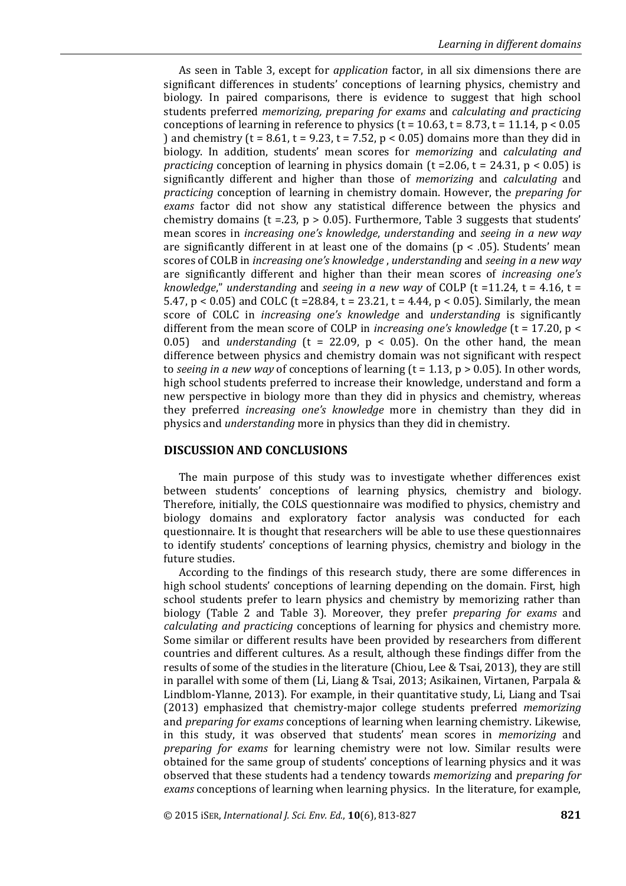As seen in Table 3, except for *application* factor, in all six dimensions there are significant differences in students' conceptions of learning physics, chemistry and biology. In paired comparisons, there is evidence to suggest that high school students preferred *memorizing, preparing for exams* and *calculating and practicing* conceptions of learning in reference to physics ($t = 10.63$, $t = 8.73$, $t = 11.14$, $p < 0.05$ ) and chemistry ($t = 8.61$, $t = 9.23$, $t = 7.52$, $p < 0.05$) domains more than they did in biology. In addition, students' mean scores for *memorizing* and *calculating and practicing* conception of learning in physics domain ($t = 2.06$, $t = 24.31$, $p < 0.05$) is significantly different and higher than those of *memorizing* and *calculating* and *practicing* conception of learning in chemistry domain. However, the *preparing for exams* factor did not show any statistical difference between the physics and chemistry domains ($t = .23$, $p > 0.05$). Furthermore, Table 3 suggests that students' mean scores in *increasing one's knowledge*, *understanding* and *seeing in a new way* are significantly different in at least one of the domains ($p < .05$). Students' mean scores of COLB in *increasing one's knowledge* , *understanding* and *seeing in a new way* are significantly different and higher than their mean scores of *increasing one's knowledge*," *understanding* and *seeing in a new way* of COLP ($t = 11.24$, $t = 4.16$, $t = 5.47$, $p < 0.05$) and COLC ($t = 28.84$, $t = 23.21$, $t = 4.44$, $p < 0.05$). Similarly, the mean score of COLC in *increasing one's knowledge* and *understanding* is significantly different from the mean score of COLP in *increasing one's knowledge* ($t = 17.20$, $p < 0.05$) and *understanding* ($t = 22.09$, $p < 0.05$). On the other hand, the mean difference between physics and chemistry domain was not significant with respect to *seeing in a new way* of conceptions of learning ($t = 1.13$, $p > 0.05$). In other words, high school students preferred to increase their knowledge, understand and form a new perspective in biology more than they did in physics and chemistry, whereas they preferred *increasing one's knowledge* more in chemistry than they did in physics and *understanding* more in physics than they did in chemistry.

## DISCUSSION AND CONCLUSIONS

The main purpose of this study was to investigate whether differences exist between students' conceptions of learning physics, chemistry and biology. Therefore, initially, the COLS questionnaire was modified to physics, chemistry and biology domains and exploratory factor analysis was conducted for each questionnaire. It is thought that researchers will be able to use these questionnaires to identify students' conceptions of learning physics, chemistry and biology in the future studies.

According to the findings of this research study, there are some differences in high school students' conceptions of learning depending on the domain. First, high school students prefer to learn physics and chemistry by memorizing rather than biology (Table 2 and Table 3). Moreover, they prefer *preparing for exams* and *calculating and practicing* conceptions of learning for physics and chemistry more. Some similar or different results have been provided by researchers from different countries and different cultures. As a result, although these findings differ from the results of some of the studies in the literature (Chiou, Lee & Tsai, 2013), they are still in parallel with some of them (Li, Liang & Tsai, 2013; Asikainen, Virtanen, Parpala & Lindblom-Ylanne, 2013). For example, in their quantitative study, Li, Liang and Tsai (2013) emphasized that chemistry-major college students preferred *memorizing* and *preparing for exams* conceptions of learning when learning chemistry. Likewise, in this study, it was observed that students' mean scores in *memorizing* and *preparing for exams* for learning chemistry were not low. Similar results were obtained for the same group of students' conceptions of learning physics and it was observed that these students had a tendency towards *memorizing* and *preparing for exams* conceptions of learning when learning physics. In the literature, for example,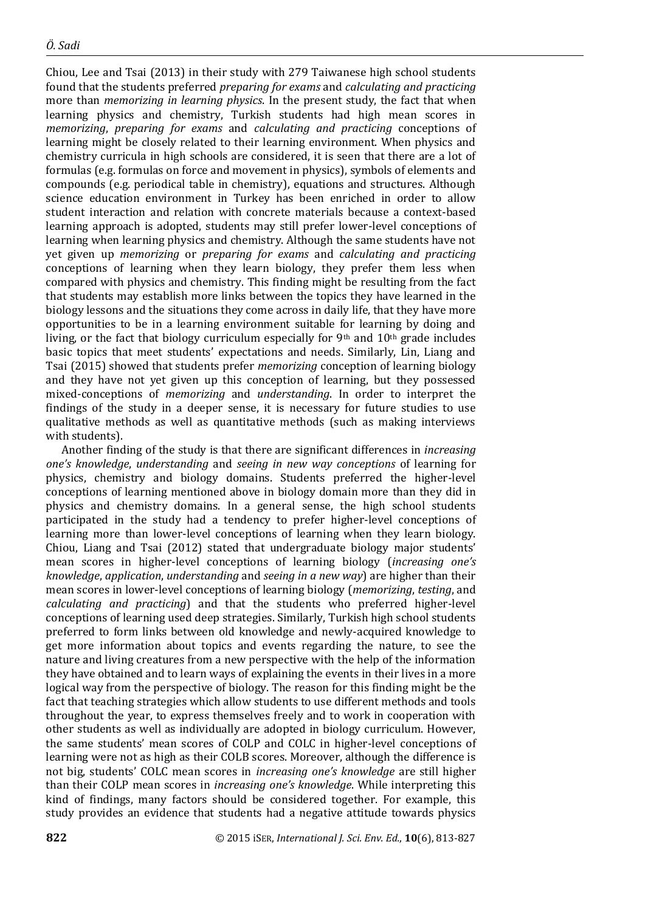Chiou, Lee and Tsai (2013) in their study with 279 Taiwanese high school students found that the students preferred *preparing for exams* and *calculating and practicing* more than *memorizing in learning physics*. In the present study, the fact that when learning physics and chemistry, Turkish students had high mean scores in *memorizing*, *preparing for exams* and *calculating and practicing* conceptions of learning might be closely related to their learning environment. When physics and chemistry curricula in high schools are considered, it is seen that there are a lot of formulas (e.g. formulas on force and movement in physics), symbols of elements and compounds (e.g. periodical table in chemistry), equations and structures. Although science education environment in Turkey has been enriched in order to allow student interaction and relation with concrete materials because a context-based learning approach is adopted, students may still prefer lower-level conceptions of learning when learning physics and chemistry. Although the same students have not yet given up *memorizing* or *preparing for exams* and *calculating and practicing* conceptions of learning when they learn biology, they prefer them less when compared with physics and chemistry. This finding might be resulting from the fact that students may establish more links between the topics they have learned in the biology lessons and the situations they come across in daily life, that they have more opportunities to be in a learning environment suitable for learning by doing and living, or the fact that biology curriculum especially for 9th and 10th grade includes basic topics that meet students' expectations and needs. Similarly, Lin, Liang and Tsai (2015) showed that students prefer *memorizing* conception of learning biology and they have not yet given up this conception of learning, but they possessed mixed-conceptions of *memorizing* and *understanding*. In order to interpret the findings of the study in a deeper sense, it is necessary for future studies to use qualitative methods as well as quantitative methods (such as making interviews with students).

Another finding of the study is that there are significant differences in *increasing one's knowledge*, *understanding* and *seeing in new way conceptions* of learning for physics, chemistry and biology domains. Students preferred the higher-level conceptions of learning mentioned above in biology domain more than they did in physics and chemistry domains. In a general sense, the high school students participated in the study had a tendency to prefer higher-level conceptions of learning more than lower-level conceptions of learning when they learn biology. Chiou, Liang and Tsai (2012) stated that undergraduate biology major students' mean scores in higher-level conceptions of learning biology (*increasing one's knowledge*, *application*, *understanding* and *seeing in a new way*) are higher than their mean scores in lower-level conceptions of learning biology (*memorizing*, *testing*, and *calculating and practicing*) and that the students who preferred higher-level conceptions of learning used deep strategies. Similarly, Turkish high school students preferred to form links between old knowledge and newly-acquired knowledge to get more information about topics and events regarding the nature, to see the nature and living creatures from a new perspective with the help of the information they have obtained and to learn ways of explaining the events in their lives in a more logical way from the perspective of biology. The reason for this finding might be the fact that teaching strategies which allow students to use different methods and tools throughout the year, to express themselves freely and to work in cooperation with other students as well as individually are adopted in biology curriculum. However, the same students' mean scores of COLP and COLC in higher-level conceptions of learning were not as high as their COLB scores. Moreover, although the difference is not big, students' COLC mean scores in *increasing one's knowledge* are still higher than their COLP mean scores in *increasing one's knowledge*. While interpreting this kind of findings, many factors should be considered together. For example, this study provides an evidence that students had a negative attitude towards physics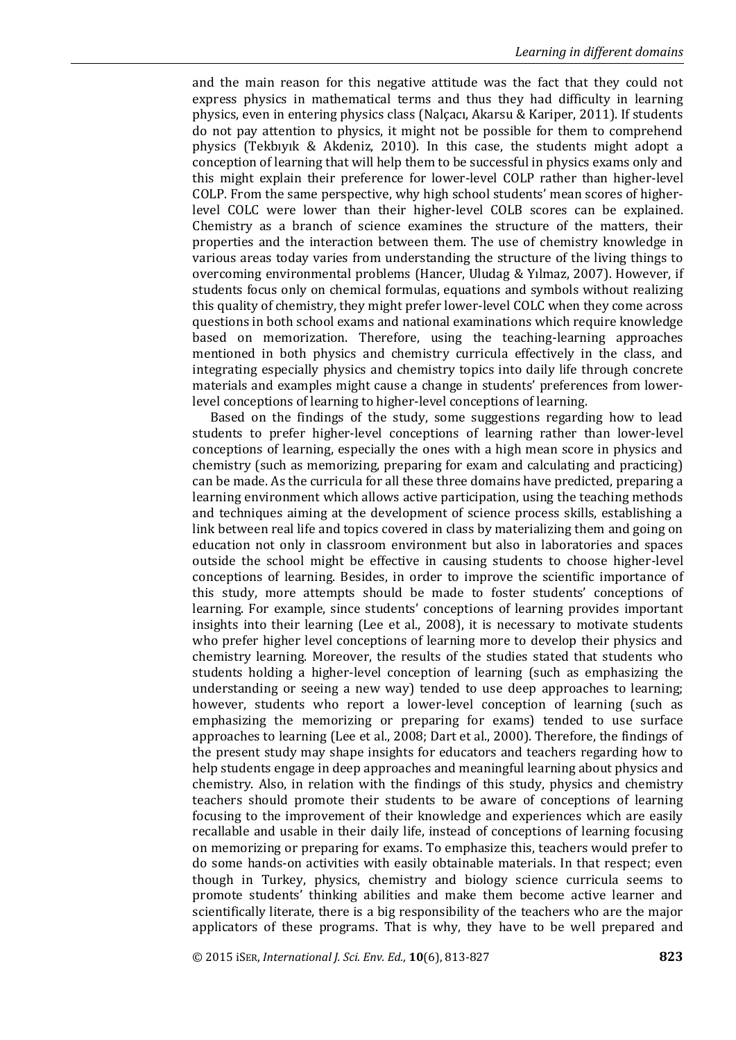and the main reason for this negative attitude was the fact that they could not express physics in mathematical terms and thus they had difficulty in learning physics, even in entering physics class (Nalçacı, Akarsu & Kariper, 2011). If students do not pay attention to physics, it might not be possible for them to comprehend physics (Tekbıyık & Akdeniz, 2010). In this case, the students might adopt a conception of learning that will help them to be successful in physics exams only and this might explain their preference for lower-level COLP rather than higher-level COLP. From the same perspective, why high school students' mean scores of higher-level COLC were lower than their higher-level COLB scores can be explained. Chemistry as a branch of science examines the structure of the matters, their properties and the interaction between them. The use of chemistry knowledge in various areas today varies from understanding the structure of the living things to overcoming environmental problems (Hancer, Uludag & Yılmaz, 2007). However, if students focus only on chemical formulas, equations and symbols without realizing this quality of chemistry, they might prefer lower-level COLC when they come across questions in both school exams and national examinations which require knowledge based on memorization. Therefore, using the teaching-learning approaches mentioned in both physics and chemistry curricula effectively in the class, and integrating especially physics and chemistry topics into daily life through concrete materials and examples might cause a change in students' preferences from lower-level conceptions of learning to higher-level conceptions of learning.

Based on the findings of the study, some suggestions regarding how to lead students to prefer higher-level conceptions of learning rather than lower-level conceptions of learning, especially the ones with a high mean score in physics and chemistry (such as memorizing, preparing for exam and calculating and practicing) can be made. As the curricula for all these three domains have predicted, preparing a learning environment which allows active participation, using the teaching methods and techniques aiming at the development of science process skills, establishing a link between real life and topics covered in class by materializing them and going on education not only in classroom environment but also in laboratories and spaces outside the school might be effective in causing students to choose higher-level conceptions of learning. Besides, in order to improve the scientific importance of this study, more attempts should be made to foster students' conceptions of learning. For example, since students' conceptions of learning provides important insights into their learning (Lee et al., 2008), it is necessary to motivate students who prefer higher level conceptions of learning more to develop their physics and chemistry learning. Moreover, the results of the studies stated that students who students holding a higher-level conception of learning (such as emphasizing the understanding or seeing a new way) tended to use deep approaches to learning; however, students who report a lower-level conception of learning (such as emphasizing the memorizing or preparing for exams) tended to use surface approaches to learning (Lee et al., 2008; Dart et al., 2000). Therefore, the findings of the present study may shape insights for educators and teachers regarding how to help students engage in deep approaches and meaningful learning about physics and chemistry. Also, in relation with the findings of this study, physics and chemistry teachers should promote their students to be aware of conceptions of learning focusing to the improvement of their knowledge and experiences which are easily recallable and usable in their daily life, instead of conceptions of learning focusing on memorizing or preparing for exams. To emphasize this, teachers would prefer to do some hands-on activities with easily obtainable materials. In that respect; even though in Turkey, physics, chemistry and biology science curricula seems to promote students' thinking abilities and make them become active learner and scientifically literate, there is a big responsibility of the teachers who are the major applicators of these programs. That is why, they have to be well prepared and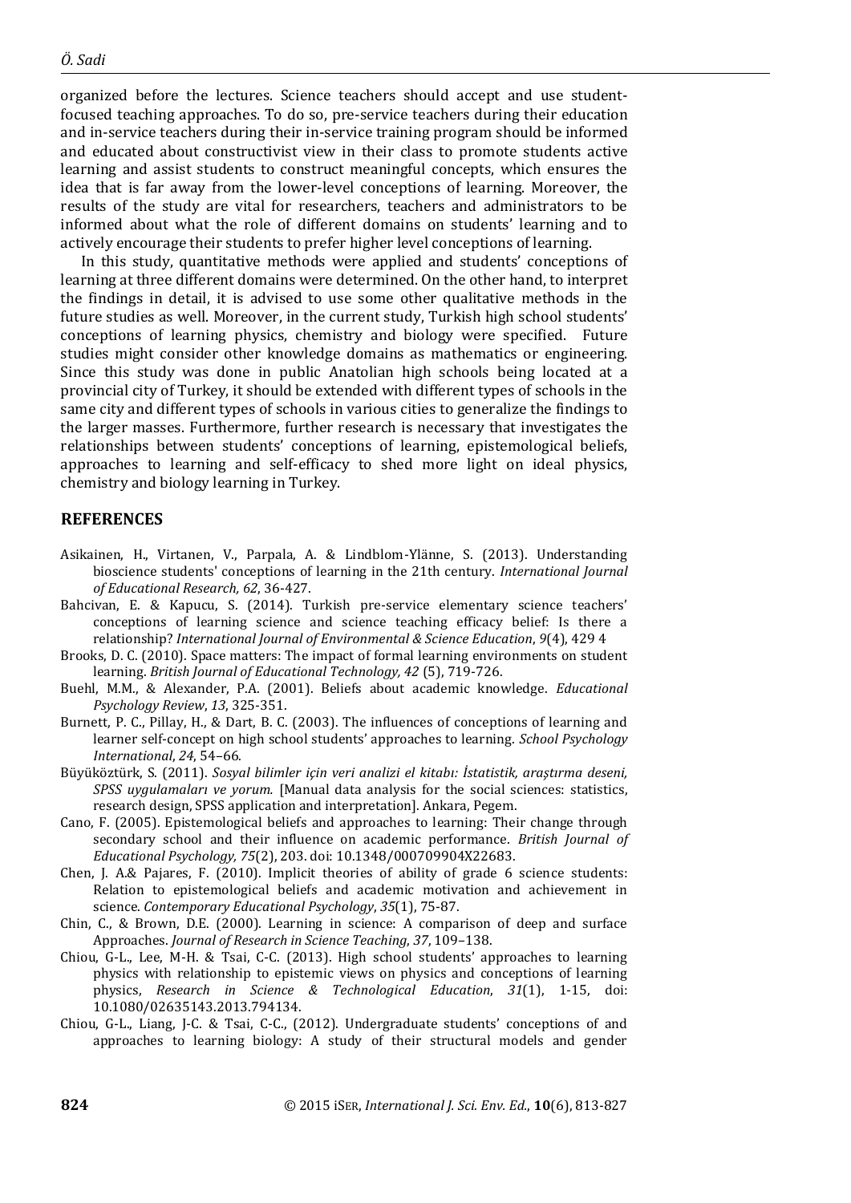organized before the lectures. Science teachers should accept and use student-focused teaching approaches. To do so, pre-service teachers during their education and in-service teachers during their in-service training program should be informed and educated about constructivist view in their class to promote students active learning and assist students to construct meaningful concepts, which ensures the idea that is far away from the lower-level conceptions of learning. Moreover, the results of the study are vital for researchers, teachers and administrators to be informed about what the role of different domains on students' learning and to actively encourage their students to prefer higher level conceptions of learning.

In this study, quantitative methods were applied and students' conceptions of learning at three different domains were determined. On the other hand, to interpret the findings in detail, it is advised to use some other qualitative methods in the future studies as well. Moreover, in the current study, Turkish high school students' conceptions of learning physics, chemistry and biology were specified. Future studies might consider other knowledge domains as mathematics or engineering. Since this study was done in public Anatolian high schools being located at a provincial city of Turkey, it should be extended with different types of schools in the same city and different types of schools in various cities to generalize the findings to the larger masses. Furthermore, further research is necessary that investigates the relationships between students' conceptions of learning, epistemological beliefs, approaches to learning and self-efficacy to shed more light on ideal physics, chemistry and biology learning in Turkey.

## REFERENCES

Asikainen, H., Virtanen, V., Parpala, A. & Lindblom-Ylänne, S. (2013). Understanding bioscience students' conceptions of learning in the 21th century. *International Journal of Educational Research, 62*, 36-427.

Bahcivan, E. & Kapucu, S. (2014). Turkish pre-service elementary science teachers' conceptions of learning science and science teaching efficacy belief: Is there a relationship? *International Journal of Environmental & Science Education*, *9*(4), 429 4

Brooks, D. C. (2010). Space matters: The impact of formal learning environments on student learning. *British Journal of Educational Technology, 42* (5), 719-726.

Buehl, M.M., & Alexander, P.A. (2001). Beliefs about academic knowledge. *Educational Psychology Review*, *13*, 325-351.

Burnett, P. C., Pillay, H., & Dart, B. C. (2003). The influences of conceptions of learning and learner self-concept on high school students' approaches to learning. *School Psychology International*, *24*, 54–66.

Büyüköztürk, S. (2011). *Sosyal bilimler için veri analizi el kitabı: İstatistik, araştırma deseni, SPSS uygulamaları ve yorum.* [Manual data analysis for the social sciences: statistics, research design, SPSS application and interpretation]. Ankara, Pegem.

Cano, F. (2005). Epistemological beliefs and approaches to learning: Their change through secondary school and their influence on academic performance. *British Journal of Educational Psychology, 75*(2), 203. doi: 10.1348/000709904X22683.

Chen, J. A.& Pajares, F. (2010). Implicit theories of ability of grade 6 science students: Relation to epistemological beliefs and academic motivation and achievement in science. *Contemporary Educational Psychology*, *35*(1), 75-87.

Chin, C., & Brown, D.E. (2000). Learning in science: A comparison of deep and surface Approaches. *Journal of Research in Science Teaching*, *37*, 109–138.

Chiou, G-L., Lee, M-H. & Tsai, C-C. (2013). High school students' approaches to learning physics with relationship to epistemic views on physics and conceptions of learning physics, *Research in Science & Technological Education*, *31*(1), 1-15, doi: 10.1080/02635143.2013.794134.

Chiou, G-L., Liang, J-C. & Tsai, C-C., (2012). Undergraduate students' conceptions of and approaches to learning biology: A study of their structural models and gender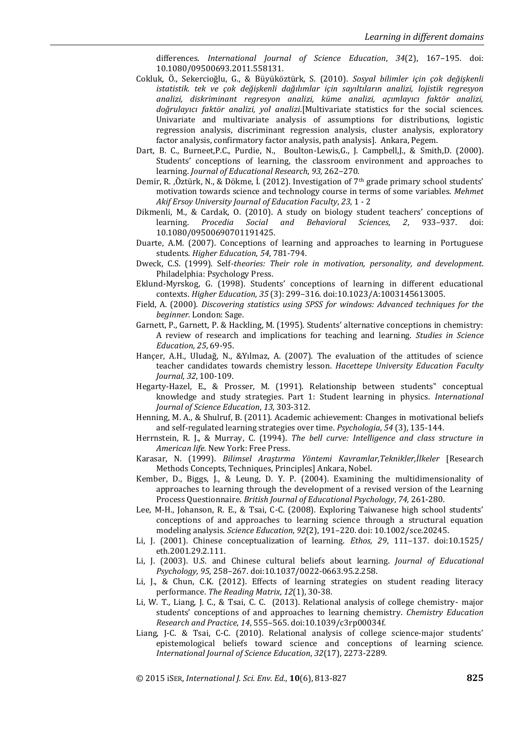differences. *International Journal of Science Education*, *34*(2), 167–195. doi: 10.1080/09500693.2011.558131.

Cokluk, Ö., Sekercioğlu, G., & Büyüköztürk, S. (2010). *Sosyal bilimler için çok değişkenli istatistik. tek ve çok değişkenli dağılımlar için sayıltıların analizi, lojistik regresyon analizi, diskriminant regresyon analizi, küme analizi, açımlayıcı faktör analizi, doğrulayıcı faktör analizi, yol analizi*.[Multivariate statistics for the social sciences. Univariate and multivariate analysis of assumptions for distributions, logistic regression analysis, discriminant regression analysis, cluster analysis, exploratory factor analysis, confirmatory factor analysis, path analysis]. Ankara, Pegem.

Dart, B. C., Burneet,P.C., Purdie, N., Boulton-Lewis,G., J. Campbell,J., & Smith,D. (2000). Students' conceptions of learning, the classroom environment and approaches to learning. *Journal of Educational Research*, *93,* 262–270.

Demir, R. ,Öztürk, N., & Dökme, İ. (2012). Investigation of 7th grade primary school students' motivation towards science and technology course in terms of some variables. *Mehmet Akif Ersoy University Journal of Education Faculty*, *23*, 1 - 2

Dikmenli, M., & Cardak, O. (2010). A study on biology student teachers' conceptions of learning. *Procedia Social and Behavioral Sciences*, *2*, 933–937. doi: 10.1080/09500690701191425.

Duarte, A.M. (2007). Conceptions of learning and approaches to learning in Portuguese students. *Higher Education*, *54*, 781-794.

Dweck, C.S. (1999). Self-*theories: Their role in motivation, personality, and development*. Philadelphia: Psychology Press.

Eklund-Myrskog, G. (1998). Students' conceptions of learning in different educational contexts. *Higher Education, 35* (3): 299–316. doi:10.1023/A:1003145613005.

Field, A. (2000). *Discovering statistics using SPSS for windows: Advanced techniques for the beginner*. London: Sage.

Garnett, P., Garnett, P. & Hackling, M. (1995). Students' alternative conceptions in chemistry: A review of research and implications for teaching and learning. *Studies in Science Education*, *25*, 69-95.

Hançer, A.H., Uludağ, N., &Yılmaz, A. (2007). The evaluation of the attitudes of science teacher candidates towards chemistry lesson. *Hacettepe University Education Faculty Journal*, *32*, 100-109.

Hegarty-Hazel, E., & Prosser, M. (1991). Relationship between students‟ conceptual knowledge and study strategies. Part 1: Student learning in physics. *International Journal of Science Education*, *13*, 303-312.

Henning, M. A., & Shulruf, B. (2011). Academic achievement: Changes in motivational beliefs and self-regulated learning strategies over time. *Psychologia*, *54* (3), 135-144.

Herrnstein, R. J., & Murray, C. (1994). *The bell curve: Intelligence and class structure in American life.* New York: Free Press.

Karasar, N. (1999). *Bilimsel Araştırma Yöntemi Kavramlar,Teknikler,İlkeler* [Research Methods Concepts, Techniques, Principles] Ankara, Nobel.

Kember, D., Biggs, J., & Leung, D. Y. P. (2004). Examining the multidimensionality of approaches to learning through the development of a revised version of the Learning Process Questionnaire. *British Journal of Educational Psychology*, *74,* 261-280.

Lee, M-H., Johanson, R. E., & Tsai, C-C. (2008). Exploring Taiwanese high school students' conceptions of and approaches to learning science through a structural equation modeling analysis. *Science Education*, *92*(2), 191–220. doi: 10.1002/sce.20245.

Li, J. (2001). Chinese conceptualization of learning. *Ethos*, *29*, 111–137. doi:10.1525/eth.2001.29.2.111.

Li, J. (2003). U.S. and Chinese cultural beliefs about learning. *Journal of Educational Psychology, 95*, 258–267. doi:10.1037/0022-0663.95.2.258.

Li, J., & Chun, C.K. (2012). Effects of learning strategies on student reading literacy performance. *The Reading Matrix*, *12*(1), 30-38.

Li, W. T., Liang, J. C., & Tsai, C. C. (2013). Relational analysis of college chemistry- major students' conceptions of and approaches to learning chemistry. *Chemistry Education Research and Practice*, *14*, 555–565. doi:10.1039/c3rp00034f.

Liang, J-C. & Tsai, C-C. (2010). Relational analysis of college science-major students' epistemological beliefs toward science and conceptions of learning science. *International Journal of Science Education*, *32*(17), 2273-2289.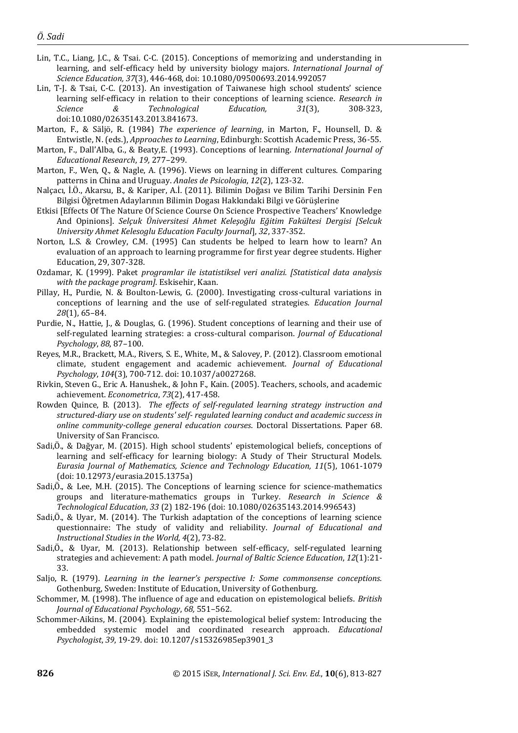Lin, T.C., Liang, J.C., & Tsai. C-C. (2015). Conceptions of memorizing and understanding in learning, and self-efficacy held by university biology majors. *International Journal of Science Education, 37*(3), 446-468, doi: 10.1080/09500693.2014.992057

Lin, T-J. & Tsai, C-C. (2013). An investigation of Taiwanese high school students' science learning self-efficacy in relation to their conceptions of learning science. *Research in Science & Technological Education, 31*(3), 308-323, doi:10.1080/02635143.2013.841673.

Marton, F., & Säljö, R. (1984) *The experience of learning*, in Marton, F., Hounsell, D. & Entwistle, N. (eds.), *Approaches to Learning*, Edinburgh: Scottish Academic Press, 36-55.

Marton, F., Dall'Alba, G., & Beaty,E. (1993). Conceptions of learning. *International Journal of Educational Research*, *19,* 277–299.

Marton, F., Wen, Q., & Nagle, A. (1996). Views on learning in different cultures. Comparing patterns in China and Uruguay. *Anales de Psicologia*, *12*(2), 123-32.

Nalçacı, İ.Ö., Akarsu, B., & Kariper, A.İ. (2011). Bilimin Doğası ve Bilim Tarihi Dersinin Fen Bilgisi Öğretmen Adaylarının Bilimin Dogası Hakkındaki Bilgi ve Görüşlerine

Etkisi [Effects Of The Nature Of Science Course On Science Prospective Teachers' Knowledge And Opinions]. *Selçuk Üniversitesi Ahmet Keleşoğlu Eğitim Fakültesi Dergisi [Selcuk University Ahmet Kelesoglu Education Faculty Journal*], *32*, 337-352.

Norton, L.S. & Crowley, C.M. (1995) Can students be helped to learn how to learn? An evaluation of an approach to learning programme for first year degree students. Higher Education, 29, 307-328.

Ozdamar, K. (1999). Paket *programlar ile istatistiksel veri analizi. [Statistical data analysis with the package program].* Eskisehir, Kaan.

Pillay, H., Purdie, N. & Boulton-Lewis, G. (2000). Investigating cross-cultural variations in conceptions of learning and the use of self-regulated strategies. *Education Journal 28*(1), 65–84.

Purdie, N., Hattie, J., & Douglas, G. (1996). Student conceptions of learning and their use of self-regulated learning strategies: a cross-cultural comparison. *Journal of Educational Psychology*, *88*, 87–100.

Reyes, M.R., Brackett, M.A., Rivers, S. E., White, M., & Salovey, P. (2012). Classroom emotional climate, student engagement and academic achievement. *Journal of Educational Psychology*, *104*(3), 700-712. doi: 10.1037/a0027268.

Rivkin, Steven G., Eric A. Hanushek., & John F., Kain. (2005). Teachers, schools, and academic achievement. *Econometrica*, *73*(2), 417-458.

Rowden Quince, B. (2013). *The effects of self-regulated learning strategy instruction and structured-diary use on students' self- regulated learning conduct and academic success in online community-college general education courses*. Doctoral Dissertations. Paper 68. University of San Francisco.

Sadi,Ö., & Dağyar, M. (2015). High school students' epistemological beliefs, conceptions of learning and self-efficacy for learning biology: A Study of Their Structural Models. *Eurasia Journal of Mathematics, Science and Technology Education, 11*(5), 1061-1079 (doi: 10.12973/eurasia.2015.1375a)

Sadi,Ö., & Lee, M.H. (2015). The Conceptions of learning science for science-mathematics groups and literature-mathematics groups in Turkey. *Research in Science & Technological Education*, *33* (2) 182-196 (doi: 10.1080/02635143.2014.996543)

Sadi,Ö., & Uyar, M. (2014). The Turkish adaptation of the conceptions of learning science questionnaire: The study of validity and reliability. *Journal of Educational and Instructional Studies in the World, 4*(2), 73-82.

Sadi,Ö., & Uyar, M. (2013). Relationship between self-efficacy, self-regulated learning strategies and achievement: A path model. *Journal of Baltic Science Education*, *12*(1):21-33.

Saljo, R. (1979). *Learning in the learner's perspective I: Some commonsense conceptions.* Gothenburg, Sweden: Institute of Education, University of Gothenburg.

Schommer, M. (1998). The influence of age and education on epistemological beliefs. *British Journal of Educational Psychology*, *68,* 551–562.

Schommer-Aikins, M. (2004). Explaining the epistemological belief system: Introducing the embedded systemic model and coordinated research approach. *Educational Psychologist*, *39*, 19-29. doi: 10.1207/s15326985ep3901_3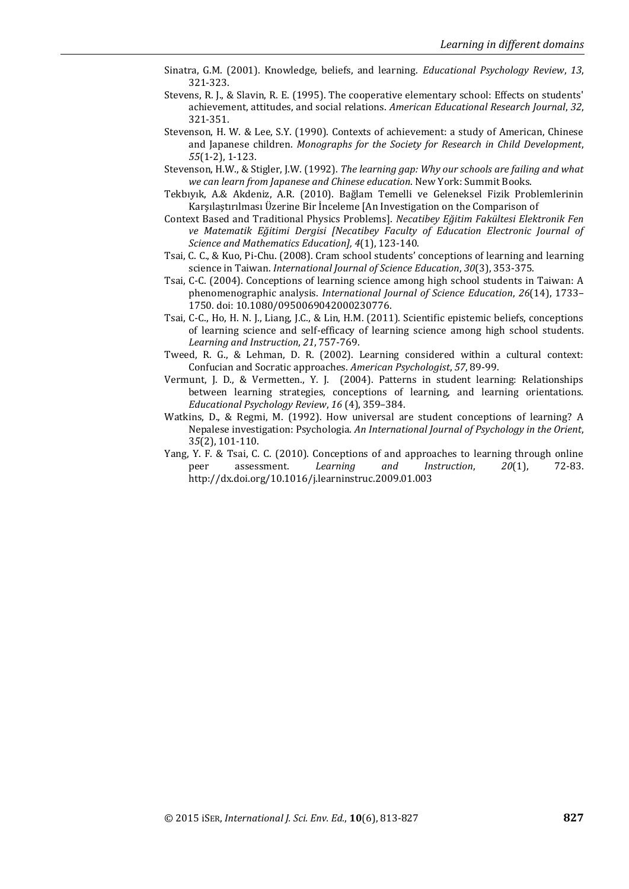Sinatra, G.M. (2001). Knowledge, beliefs, and learning. *Educational Psychology Review*, *13*, 321-323.

Stevens, R. J., & Slavin, R. E. (1995). The cooperative elementary school: Effects on students' achievement, attitudes, and social relations. *American Educational Research Journal*, *32*, 321-351.

Stevenson, H. W. & Lee, S.Y. (1990). Contexts of achievement: a study of American, Chinese and Japanese children. *Monographs for the Society for Research in Child Development*, *55*(1-2), 1-123.

Stevenson, H.W., & Stigler, J.W. (1992). *The learning gap: Why our schools are failing and what we can learn from Japanese and Chinese education*. New York: Summit Books.

Tekbıyık, A.& Akdeniz, A.R. (2010). Bağlam Temelli ve Geleneksel Fizik Problemlerinin Karşılaştırılması Üzerine Bir İnceleme [An Investigation on the Comparison of Context Based and Traditional Physics Problems]. *Necatibey Eğitim Fakültesi Elektronik Fen ve Matematik Eğitimi Dergisi [Necatibey Faculty of Education Electronic Journal of Science and Mathematics Education], 4*(1), 123-140.

Tsai, C. C., & Kuo, Pi-Chu. (2008). Cram school students' conceptions of learning and learning science in Taiwan. *International Journal of Science Education*, *30*(3), 353-375.

Tsai, C-C. (2004). Conceptions of learning science among high school students in Taiwan: A phenomenographic analysis. *International Journal of Science Education*, *26*(14), 1733–1750. doi: 10.1080/0950069042000230776.

Tsai, C-C., Ho, H. N. J., Liang, J.C., & Lin, H.M. (2011). Scientific epistemic beliefs, conceptions of learning science and self-efficacy of learning science among high school students. *Learning and Instruction*, *21*, 757-769.

Tweed, R. G., & Lehman, D. R. (2002). Learning considered within a cultural context: Confucian and Socratic approaches. *American Psychologist*, *57*, 89-99.

Vermunt, J. D., & Vermetten., Y. J. (2004). Patterns in student learning: Relationships between learning strategies, conceptions of learning, and learning orientations. *Educational Psychology Review*, *16* (4), 359–384.

Watkins, D., & Regmi, M. (1992). How universal are student conceptions of learning? A Nepalese investigation: Psychologia. *An International Journal of Psychology in the Orient*, 3*5*(2), 101-110.

Yang, Y. F. & Tsai, C. C. (2010). Conceptions of and approaches to learning through online peer assessment. *Learning and Instruction*, *20*(1), 72-83. http://dx.doi.org/10.1016/j.learninstruc.2009.01.003